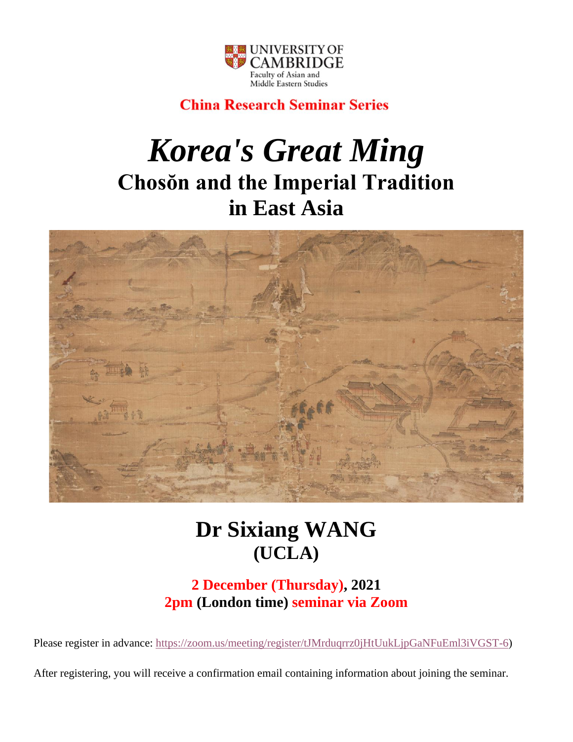UNIVERSITY OF CAMBRIDGE
Faculty of Asian and Middle Eastern Studies

**China Research Seminar Series**

# *Korea's Great Ming*

## Chosŏn and the Imperial Tradition in East Asia

## Dr Sixiang WANG
### (UCLA)

**2 December (Thursday), 2021**
**2pm (London time) seminar via Zoom**

Please register in advance: https://zoom.us/meeting/register/tJMrduqrrz0jHtUukLjpGaNFuEml3iVGST-6)

After registering, you will receive a confirmation email containing information about joining the seminar.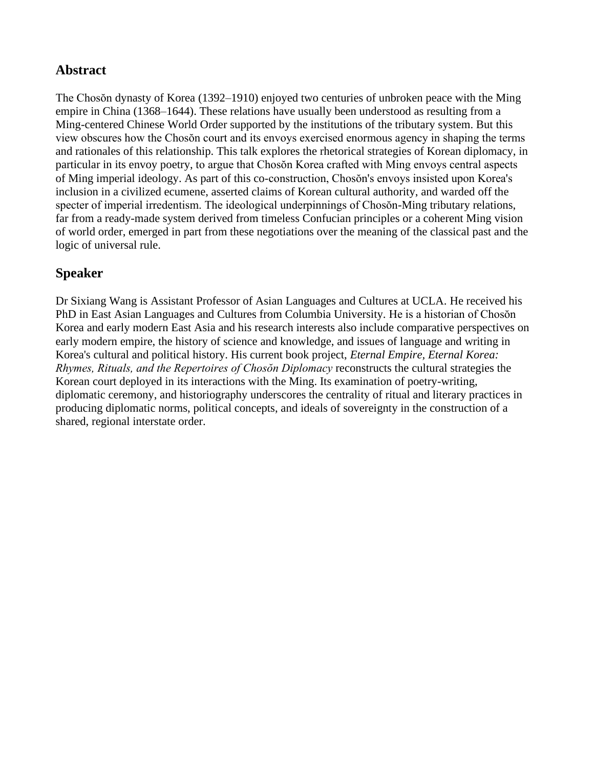## Abstract

The Chosŏn dynasty of Korea (1392–1910) enjoyed two centuries of unbroken peace with the Ming empire in China (1368–1644). These relations have usually been understood as resulting from a Ming-centered Chinese World Order supported by the institutions of the tributary system. But this view obscures how the Chosŏn court and its envoys exercised enormous agency in shaping the terms and rationales of this relationship. This talk explores the rhetorical strategies of Korean diplomacy, in particular in its envoy poetry, to argue that Chosŏn Korea crafted with Ming envoys central aspects of Ming imperial ideology. As part of this co-construction, Chosŏn's envoys insisted upon Korea's inclusion in a civilized ecumene, asserted claims of Korean cultural authority, and warded off the specter of imperial irredentism. The ideological underpinnings of Chosŏn-Ming tributary relations, far from a ready-made system derived from timeless Confucian principles or a coherent Ming vision of world order, emerged in part from these negotiations over the meaning of the classical past and the logic of universal rule.

## Speaker

Dr Sixiang Wang is Assistant Professor of Asian Languages and Cultures at UCLA. He received his PhD in East Asian Languages and Cultures from Columbia University. He is a historian of Chosŏn Korea and early modern East Asia and his research interests also include comparative perspectives on early modern empire, the history of science and knowledge, and issues of language and writing in Korea's cultural and political history. His current book project, *Eternal Empire, Eternal Korea: Rhymes, Rituals, and the Repertoires of Chosŏn Diplomacy* reconstructs the cultural strategies the Korean court deployed in its interactions with the Ming. Its examination of poetry-writing, diplomatic ceremony, and historiography underscores the centrality of ritual and literary practices in producing diplomatic norms, political concepts, and ideals of sovereignty in the construction of a shared, regional interstate order.